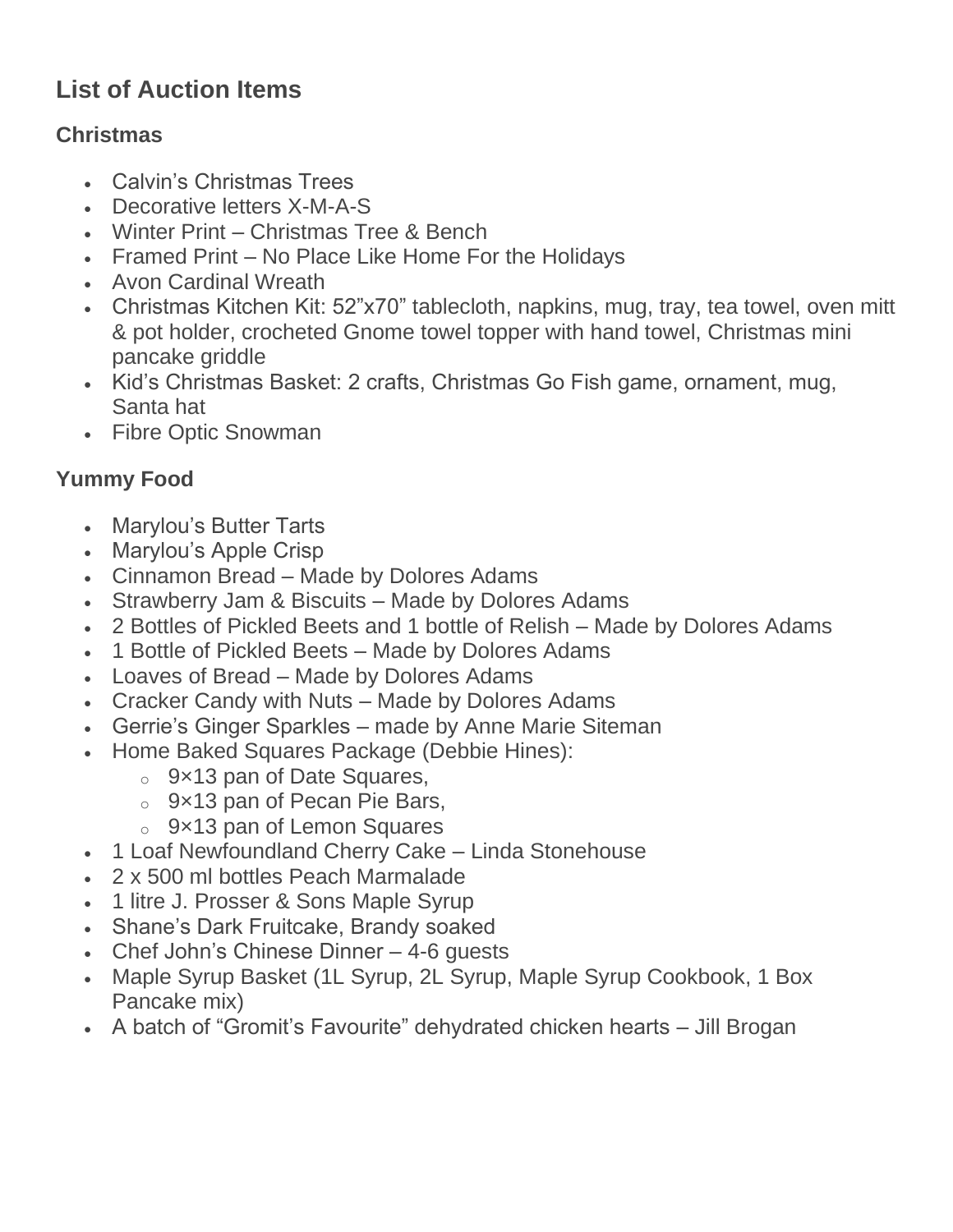# List of Auction Items

## Christmas

- Calvin's Christmas Trees
- Decorative letters X-M-A-S
- Winter Print – Christmas Tree & Bench
- Framed Print – No Place Like Home For the Holidays
- Avon Cardinal Wreath
- Christmas Kitchen Kit: 52"x70" tablecloth, napkins, mug, tray, tea towel, oven mitt & pot holder, crocheted Gnome towel topper with hand towel, Christmas mini pancake griddle
- Kid's Christmas Basket: 2 crafts, Christmas Go Fish game, ornament, mug, Santa hat
- Fibre Optic Snowman

## Yummy Food

- Marylou's Butter Tarts
- Marylou's Apple Crisp
- Cinnamon Bread – Made by Dolores Adams
- Strawberry Jam & Biscuits – Made by Dolores Adams
- 2 Bottles of Pickled Beets and 1 bottle of Relish – Made by Dolores Adams
- 1 Bottle of Pickled Beets – Made by Dolores Adams
- Loaves of Bread – Made by Dolores Adams
- Cracker Candy with Nuts – Made by Dolores Adams
- Gerrie's Ginger Sparkles – made by Anne Marie Siteman
- Home Baked Squares Package (Debbie Hines):
  - 9×13 pan of Date Squares,
  - 9×13 pan of Pecan Pie Bars,
  - 9×13 pan of Lemon Squares
- 1 Loaf Newfoundland Cherry Cake – Linda Stonehouse
- 2 x 500 ml bottles Peach Marmalade
- 1 litre J. Prosser & Sons Maple Syrup
- Shane's Dark Fruitcake, Brandy soaked
- Chef John's Chinese Dinner – 4-6 guests
- Maple Syrup Basket (1L Syrup, 2L Syrup, Maple Syrup Cookbook, 1 Box Pancake mix)
- A batch of "Gromit's Favourite" dehydrated chicken hearts – Jill Brogan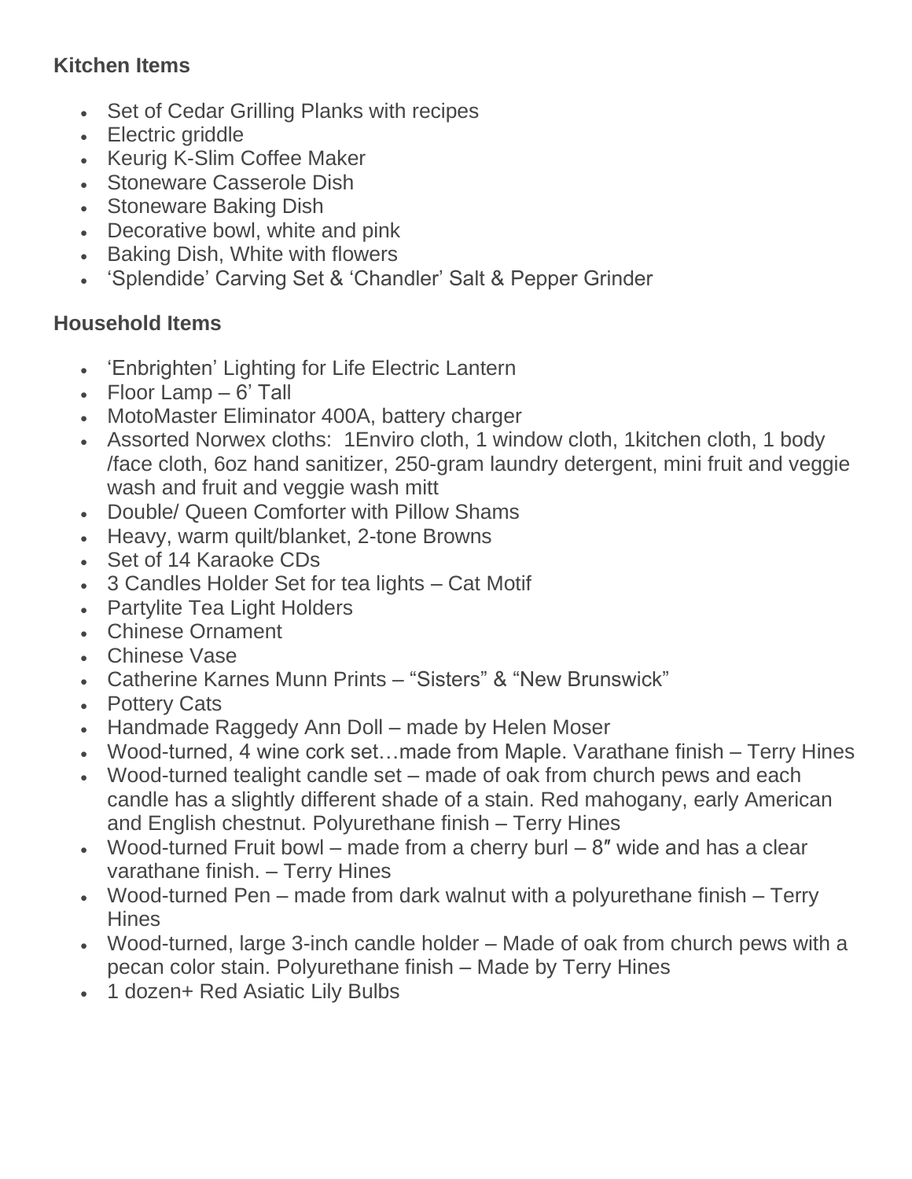**Kitchen Items**

- Set of Cedar Grilling Planks with recipes
- Electric griddle
- Keurig K-Slim Coffee Maker
- Stoneware Casserole Dish
- Stoneware Baking Dish
- Decorative bowl, white and pink
- Baking Dish, White with flowers
- 'Splendide' Carving Set & 'Chandler' Salt & Pepper Grinder

**Household Items**

- 'Enbrighten' Lighting for Life Electric Lantern
- Floor Lamp – 6' Tall
- MotoMaster Eliminator 400A, battery charger
- Assorted Norwex cloths: 1Enviro cloth, 1 window cloth, 1kitchen cloth, 1 body /face cloth, 6oz hand sanitizer, 250-gram laundry detergent, mini fruit and veggie wash and fruit and veggie wash mitt
- Double/ Queen Comforter with Pillow Shams
- Heavy, warm quilt/blanket, 2-tone Browns
- Set of 14 Karaoke CDs
- 3 Candles Holder Set for tea lights – Cat Motif
- Partylite Tea Light Holders
- Chinese Ornament
- Chinese Vase
- Catherine Karnes Munn Prints – "Sisters" & "New Brunswick"
- Pottery Cats
- Handmade Raggedy Ann Doll – made by Helen Moser
- Wood-turned, 4 wine cork set…made from Maple. Varathane finish – Terry Hines
- Wood-turned tealight candle set – made of oak from church pews and each candle has a slightly different shade of a stain. Red mahogany, early American and English chestnut. Polyurethane finish – Terry Hines
- Wood-turned Fruit bowl – made from a cherry burl – 8″ wide and has a clear varathane finish. – Terry Hines
- Wood-turned Pen – made from dark walnut with a polyurethane finish – Terry Hines
- Wood-turned, large 3-inch candle holder – Made of oak from church pews with a pecan color stain. Polyurethane finish – Made by Terry Hines
- 1 dozen+ Red Asiatic Lily Bulbs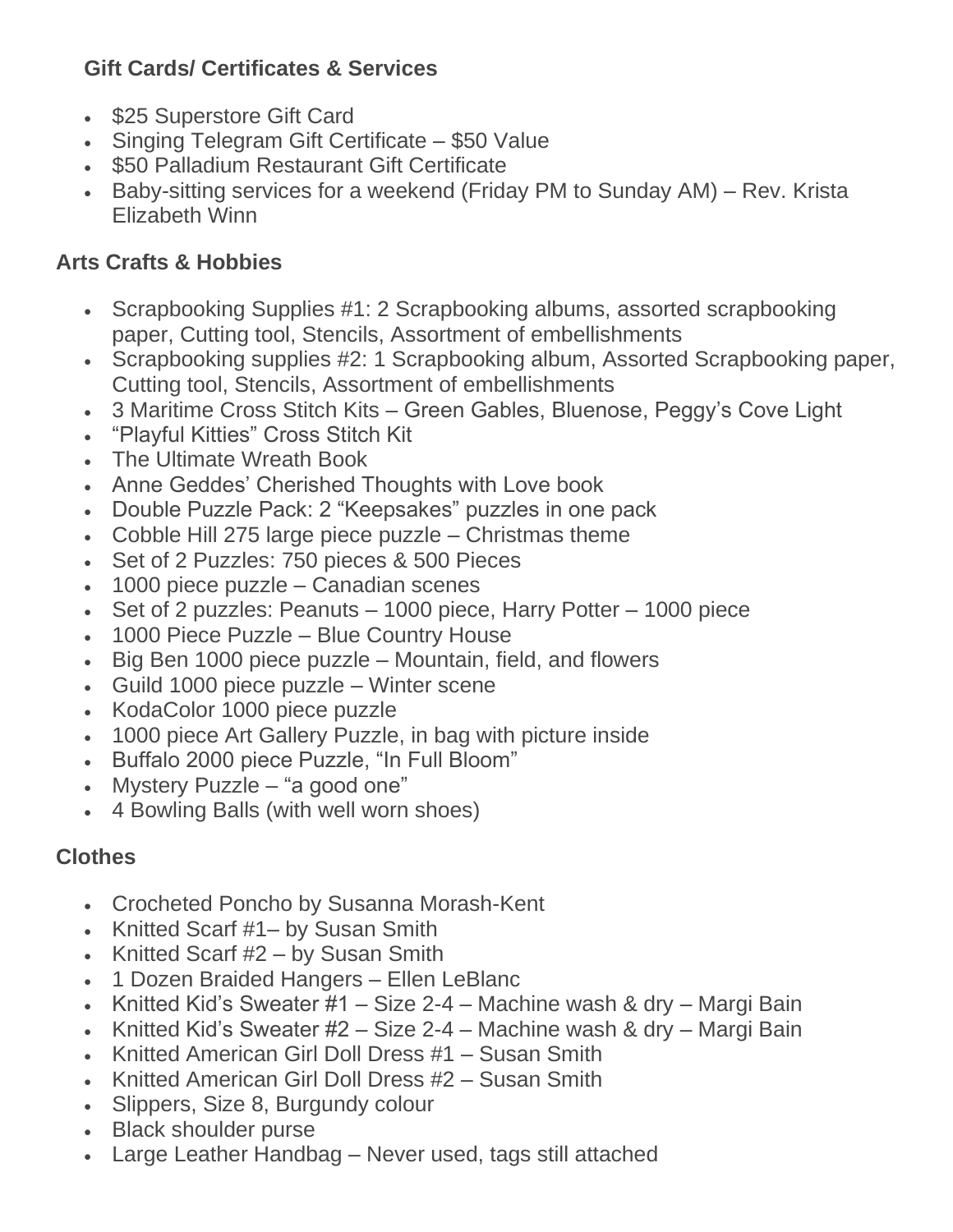### Gift Cards/ Certificates & Services

- $25 Superstore Gift Card
- Singing Telegram Gift Certificate – $50 Value
- $50 Palladium Restaurant Gift Certificate
- Baby-sitting services for a weekend (Friday PM to Sunday AM) – Rev. Krista Elizabeth Winn

### Arts Crafts & Hobbies

- Scrapbooking Supplies #1: 2 Scrapbooking albums, assorted scrapbooking paper, Cutting tool, Stencils, Assortment of embellishments
- Scrapbooking supplies #2: 1 Scrapbooking album, Assorted Scrapbooking paper, Cutting tool, Stencils, Assortment of embellishments
- 3 Maritime Cross Stitch Kits – Green Gables, Bluenose, Peggy's Cove Light
- "Playful Kitties" Cross Stitch Kit
- The Ultimate Wreath Book
- Anne Geddes' Cherished Thoughts with Love book
- Double Puzzle Pack: 2 "Keepsakes" puzzles in one pack
- Cobble Hill 275 large piece puzzle – Christmas theme
- Set of 2 Puzzles: 750 pieces & 500 Pieces
- 1000 piece puzzle – Canadian scenes
- Set of 2 puzzles: Peanuts – 1000 piece, Harry Potter – 1000 piece
- 1000 Piece Puzzle – Blue Country House
- Big Ben 1000 piece puzzle – Mountain, field, and flowers
- Guild 1000 piece puzzle – Winter scene
- KodaColor 1000 piece puzzle
- 1000 piece Art Gallery Puzzle, in bag with picture inside
- Buffalo 2000 piece Puzzle, "In Full Bloom"
- Mystery Puzzle – "a good one"
- 4 Bowling Balls (with well worn shoes)

### Clothes

- Crocheted Poncho by Susanna Morash-Kent
- Knitted Scarf #1– by Susan Smith
- Knitted Scarf #2 – by Susan Smith
- 1 Dozen Braided Hangers – Ellen LeBlanc
- Knitted Kid's Sweater #1 – Size 2-4 – Machine wash & dry – Margi Bain
- Knitted Kid's Sweater #2 – Size 2-4 – Machine wash & dry – Margi Bain
- Knitted American Girl Doll Dress #1 – Susan Smith
- Knitted American Girl Doll Dress #2 – Susan Smith
- Slippers, Size 8, Burgundy colour
- Black shoulder purse
- Large Leather Handbag – Never used, tags still attached